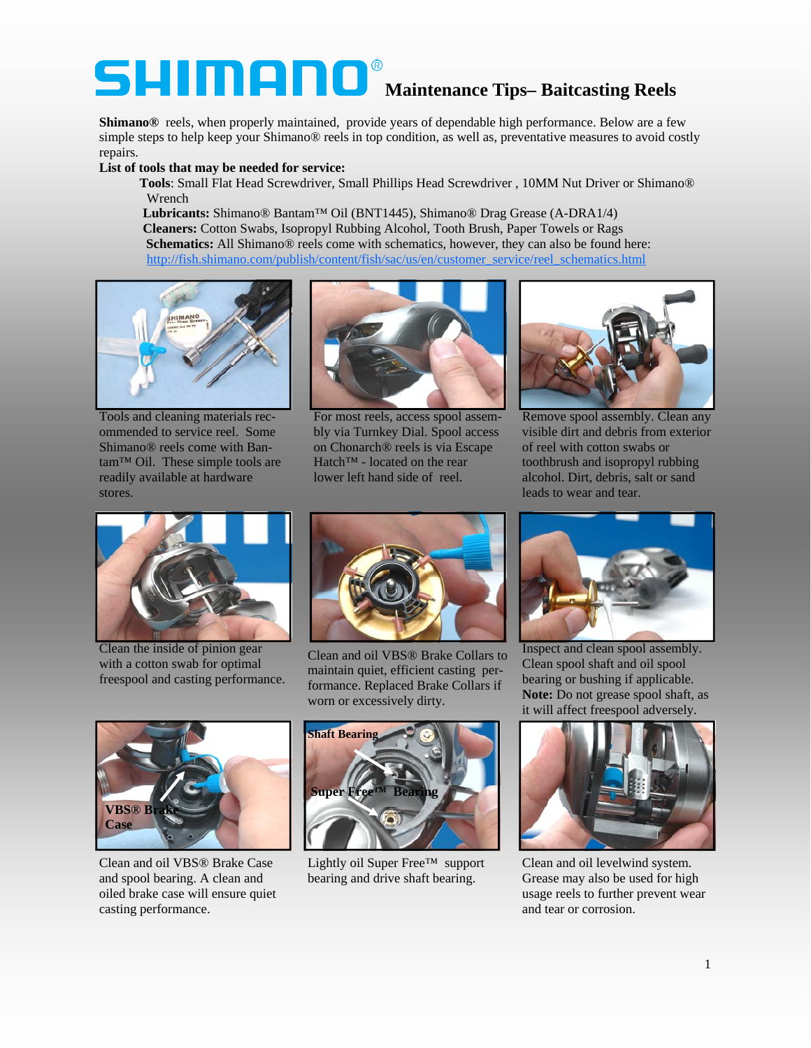# SHIMANO® Maintenance Tips– Baitcasting Reels

**Shimano®** reels, when properly maintained, provide years of dependable high performance. Below are a few simple steps to help keep your Shimano® reels in top condition, as well as, preventative measures to avoid costly repairs.

**List of tools that may be needed for service:**

**Tools**: Small Flat Head Screwdriver, Small Phillips Head Screwdriver , 10MM Nut Driver or Shimano® Wrench

**Lubricants:** Shimano® Bantam™ Oil (BNT1445), Shimano® Drag Grease (A-DRA1/4)

**Cleaners:** Cotton Swabs, Isopropyl Rubbing Alcohol, Tooth Brush, Paper Towels or Rags

**Schematics:** All Shimano® reels come with schematics, however, they can also be found here: http://fish.shimano.com/publish/content/fish/sac/us/en/customer_service/reel_schematics.html

Tools and cleaning materials recommended to service reel. Some Shimano® reels come with Bantam™ Oil. These simple tools are readily available at hardware stores.

For most reels, access spool assembly via Turnkey Dial. Spool access on Chonarch® reels is via Escape Hatch™ - located on the rear lower left hand side of reel.

Remove spool assembly. Clean any visible dirt and debris from exterior of reel with cotton swabs or toothbrush and isopropyl rubbing alcohol. Dirt, debris, salt or sand leads to wear and tear.

Clean the inside of pinion gear with a cotton swab for optimal freespool and casting performance.

Clean and oil VBS® Brake Collars to maintain quiet, efficient casting performance. Replaced Brake Collars if worn or excessively dirty.

Inspect and clean spool assembly. Clean spool shaft and oil spool bearing or bushing if applicable. **Note:** Do not grease spool shaft, as it will affect freespool adversely.

VBS® Brake Case

Clean and oil VBS® Brake Case and spool bearing. A clean and oiled brake case will ensure quiet casting performance.

Shaft Bearing

Super Free™ Bearing

Lightly oil Super Free™ support bearing and drive shaft bearing.

Clean and oil levelwind system. Grease may also be used for high usage reels to further prevent wear and tear or corrosion.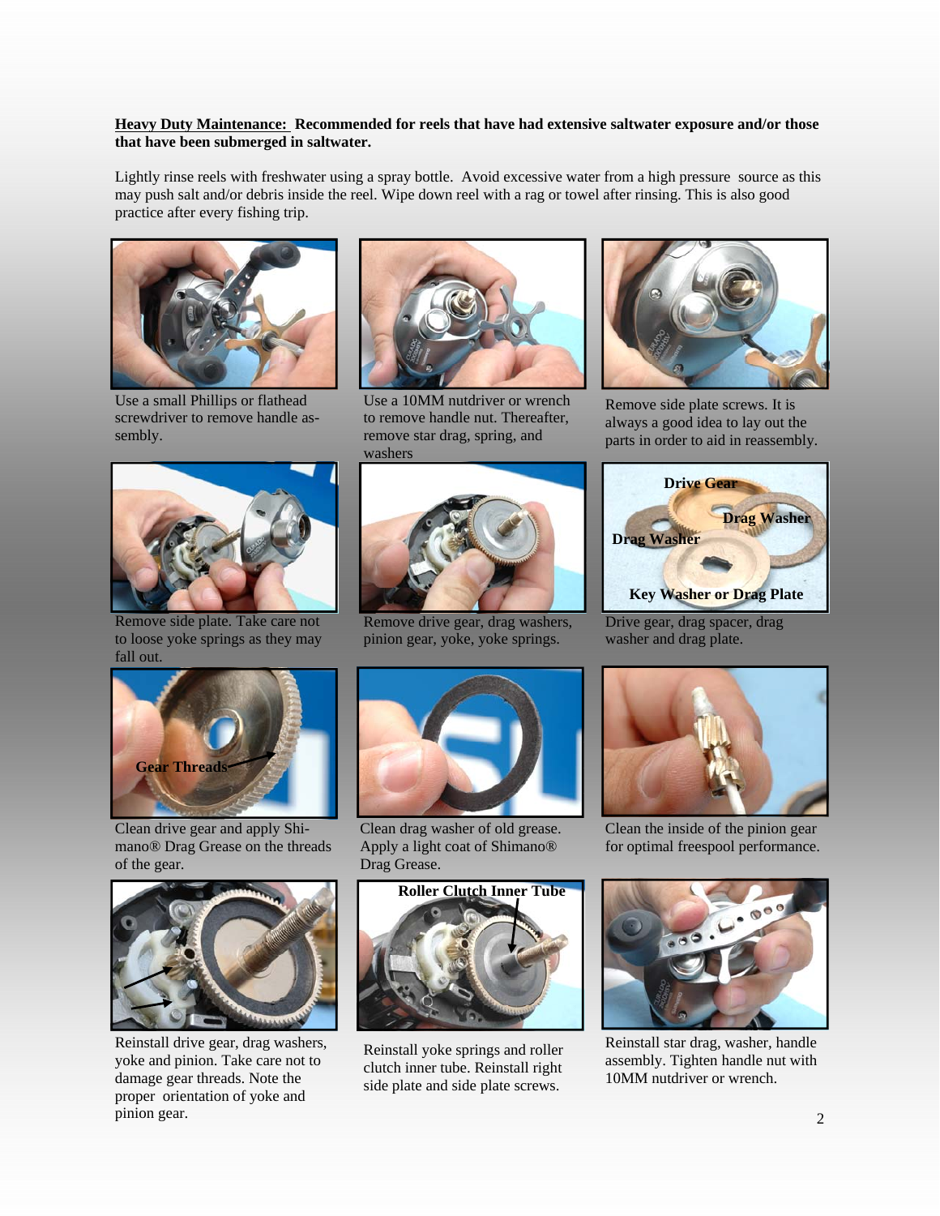**<u>Heavy Duty Maintenance:</u> Recommended for reels that have had extensive saltwater exposure and/or those that have been submerged in saltwater.**

Lightly rinse reels with freshwater using a spray bottle. Avoid excessive water from a high pressure source as this may push salt and/or debris inside the reel. Wipe down reel with a rag or towel after rinsing. This is also good practice after every fishing trip.

Use a small Phillips or flathead screwdriver to remove handle assembly.

Use a 10MM nutdriver or wrench to remove handle nut. Thereafter, remove star drag, spring, and washers

Remove side plate screws. It is always a good idea to lay out the parts in order to aid in reassembly.

Remove side plate. Take care not to loose yoke springs as they may fall out.

Remove drive gear, drag washers, pinion gear, yoke, yoke springs.

Drive Gear

Drag Washer

Drag Washer

Key Washer or Drag Plate

Drive gear, drag spacer, drag washer and drag plate.

Gear Threads

Clean drive gear and apply Shimano® Drag Grease on the threads of the gear.

Clean drag washer of old grease. Apply a light coat of Shimano® Drag Grease.

Clean the inside of the pinion gear for optimal freespool performance.

Reinstall drive gear, drag washers, yoke and pinion. Take care not to damage gear threads. Note the proper orientation of yoke and pinion gear.

Roller Clutch Inner Tube

Reinstall yoke springs and roller clutch inner tube. Reinstall right side plate and side plate screws.

Reinstall star drag, washer, handle assembly. Tighten handle nut with 10MM nutdriver or wrench.